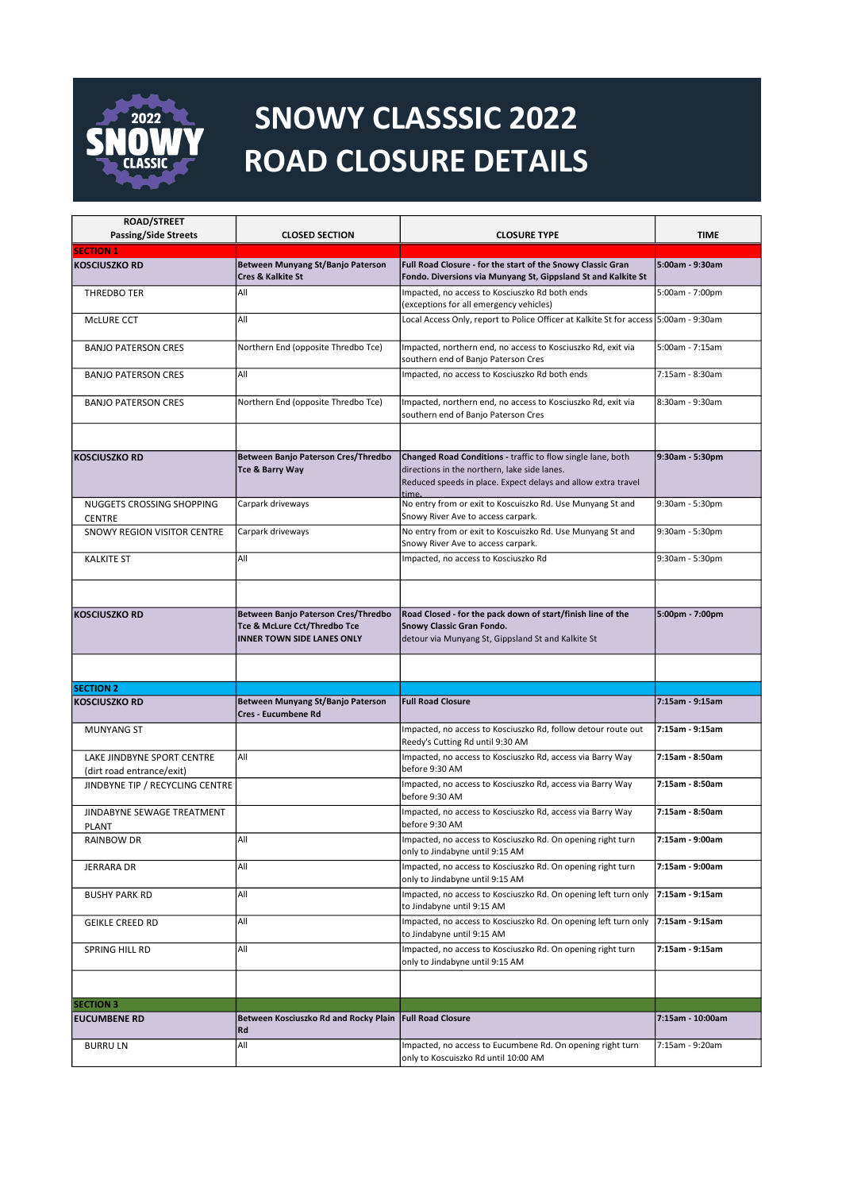# SNOWY CLASSSIC 2022
# ROAD CLOSURE DETAILS

| ROAD/STREET Passing/Side Streets | CLOSED SECTION | CLOSURE TYPE | TIME |
|---|---|---|---|
| **SECTION 1** | | | |
| **KOSCIUSZKO RD** | **Between Munyang St/Banjo Paterson Cres & Kalkite St** | **Full Road Closure - for the start of the Snowy Classic Gran Fondo. Diversions via Munyang St, Gippsland St and Kalkite St** | **5:00am - 9:30am** |
| THREDBO TER | All | Impacted, no access to Kosciuszko Rd both ends (exceptions for all emergency vehicles) | 5:00am - 7:00pm |
| McLURE CCT | All | Local Access Only, report to Police Officer at Kalkite St for access | 5:00am - 9:30am |
| BANJO PATERSON CRES | Northern End (opposite Thredbo Tce) | Impacted, northern end, no access to Kosciuszko Rd, exit via southern end of Banjo Paterson Cres | 5:00am - 7:15am |
| BANJO PATERSON CRES | All | Impacted, no access to Kosciuszko Rd both ends | 7:15am - 8:30am |
| BANJO PATERSON CRES | Northern End (opposite Thredbo Tce) | Impacted, northern end, no access to Kosciuszko Rd, exit via southern end of Banjo Paterson Cres | 8:30am - 9:30am |
| | | | |
| **KOSCIUSZKO RD** | **Between Banjo Paterson Cres/Thredbo Tce & Barry Way** | **Changed Road Conditions** - traffic to flow single lane, both directions in the northern, lake side lanes. Reduced speeds in place. Expect delays and allow extra travel time. | **9:30am - 5:30pm** |
| NUGGETS CROSSING SHOPPING CENTRE | Carpark driveways | No entry from or exit to Koscuiszko Rd. Use Munyang St and Snowy River Ave to access carpark. | 9:30am - 5:30pm |
| SNOWY REGION VISITOR CENTRE | Carpark driveways | No entry from or exit to Koscuiszko Rd. Use Munyang St and Snowy River Ave to access carpark. | 9:30am - 5:30pm |
| KALKITE ST | All | Impacted, no access to Kosciuszko Rd | 9:30am - 5:30pm |
| | | | |
| **KOSCIUSZKO RD** | **Between Banjo Paterson Cres/Thredbo Tce & McLure Cct/Thredbo Tce INNER TOWN SIDE LANES ONLY** | **Road Closed - for the pack down of start/finish line of the Snowy Classic Gran Fondo.** detour via Munyang St, Gippsland St and Kalkite St | **5:00pm - 7:00pm** |
| | | | |
| **SECTION 2** | | | |
| **KOSCIUSZKO RD** | **Between Munyang St/Banjo Paterson Cres - Eucumbene Rd** | **Full Road Closure** | **7:15am - 9:15am** |
| MUNYANG ST | | Impacted, no access to Kosciuszko Rd, follow detour route out Reedy's Cutting Rd until 9:30 AM | **7:15am - 9:15am** |
| LAKE JINDBYNE SPORT CENTRE (dirt road entrance/exit) | All | Impacted, no access to Kosciuszko Rd, access via Barry Way before 9:30 AM | **7:15am - 8:50am** |
| JINDBYNE TIP / RECYCLING CENTRE | | Impacted, no access to Kosciuszko Rd, access via Barry Way before 9:30 AM | **7:15am - 8:50am** |
| JINDABYNE SEWAGE TREATMENT PLANT | | Impacted, no access to Kosciuszko Rd, access via Barry Way before 9:30 AM | **7:15am - 8:50am** |
| RAINBOW DR | All | Impacted, no access to Kosciuszko Rd. On opening right turn only to Jindabyne until 9:15 AM | **7:15am - 9:00am** |
| JERRARA DR | All | Impacted, no access to Kosciuszko Rd. On opening right turn only to Jindabyne until 9:15 AM | **7:15am - 9:00am** |
| BUSHY PARK RD | All | Impacted, no access to Kosciuszko Rd. On opening left turn only to Jindabyne until 9:15 AM | **7:15am - 9:15am** |
| GEIKLE CREED RD | All | Impacted, no access to Kosciuszko Rd. On opening left turn only to Jindabyne until 9:15 AM | **7:15am - 9:15am** |
| SPRING HILL RD | All | Impacted, no access to Kosciuszko Rd. On opening right turn only to Jindabyne until 9:15 AM | **7:15am - 9:15am** |
| | | | |
| **SECTION 3** | | | |
| **EUCUMBENE RD** | **Between Kosciuszko Rd and Rocky Plain Rd** | **Full Road Closure** | **7:15am - 10:00am** |
| BURRU LN | All | Impacted, no access to Eucumbene Rd. On opening right turn only to Koscuiszko Rd until 10:00 AM | 7:15am - 9:20am |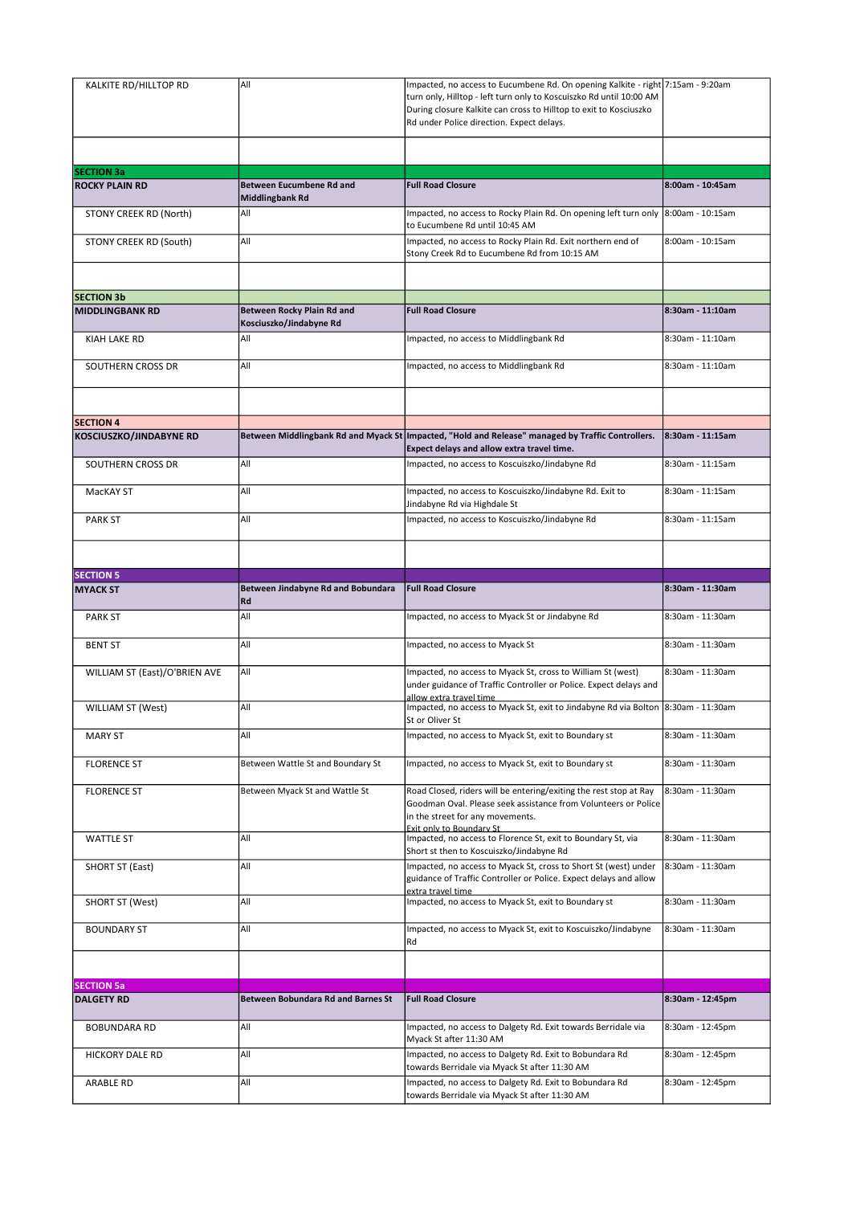| | | | |
|---|---|---|---|
| KALKITE RD/HILLTOP RD | All | Impacted, no access to Eucumbene Rd. On opening Kalkite - right turn only, Hilltop - left turn only to Koscuiszko Rd until 10:00 AM During closure Kalkite can cross to Hilltop to exit to Kosciuszko Rd under Police direction. Expect delays. | 7:15am - 9:20am |
| | | | |
| **SECTION 3a** | | | |
| **ROCKY PLAIN RD** | **Between Eucumbene Rd and Middlingbank Rd** | **Full Road Closure** | **8:00am - 10:45am** |
| STONY CREEK RD (North) | All | Impacted, no access to Rocky Plain Rd. On opening left turn only to Eucumbene Rd until 10:45 AM | 8:00am - 10:15am |
| STONY CREEK RD (South) | All | Impacted, no access to Rocky Plain Rd. Exit northern end of Stony Creek Rd to Eucumbene Rd from 10:15 AM | 8:00am - 10:15am |
| | | | |
| **SECTION 3b** | | | |
| **MIDDLINGBANK RD** | **Between Rocky Plain Rd and Kosciuszko/Jindabyne Rd** | **Full Road Closure** | **8:30am - 11:10am** |
| KIAH LAKE RD | All | Impacted, no access to Middlingbank Rd | 8:30am - 11:10am |
| SOUTHERN CROSS DR | All | Impacted, no access to Middlingbank Rd | 8:30am - 11:10am |
| | | | |
| **SECTION 4** | | | |
| **KOSCIUSZKO/JINDABYNE RD** | **Between Middlingbank Rd and Myack St** | **Impacted, "Hold and Release" managed by Traffic Controllers. Expect delays and allow extra travel time.** | **8:30am - 11:15am** |
| SOUTHERN CROSS DR | All | Impacted, no access to Koscuiszko/Jindabyne Rd | 8:30am - 11:15am |
| MacKAY ST | All | Impacted, no access to Koscuiszko/Jindabyne Rd. Exit to Jindabyne Rd via Highdale St | 8:30am - 11:15am |
| PARK ST | All | Impacted, no access to Koscuiszko/Jindabyne Rd | 8:30am - 11:15am |
| | | | |
| **SECTION 5** | | | |
| **MYACK ST** | **Between Jindabyne Rd and Bobundara Rd** | **Full Road Closure** | **8:30am - 11:30am** |
| PARK ST | All | Impacted, no access to Myack St or Jindabyne Rd | 8:30am - 11:30am |
| BENT ST | All | Impacted, no access to Myack St | 8:30am - 11:30am |
| WILLIAM ST (East)/O'BRIEN AVE | All | Impacted, no access to Myack St, cross to William St (west) under guidance of Traffic Controller or Police. Expect delays and allow extra travel time | 8:30am - 11:30am |
| WILLIAM ST (West) | All | Impacted, no access to Myack St, exit to Jindabyne Rd via Bolton St or Oliver St | 8:30am - 11:30am |
| MARY ST | All | Impacted, no access to Myack St, exit to Boundary st | 8:30am - 11:30am |
| FLORENCE ST | Between Wattle St and Boundary St | Impacted, no access to Myack St, exit to Boundary st | 8:30am - 11:30am |
| FLORENCE ST | Between Myack St and Wattle St | Road Closed, riders will be entering/exiting the rest stop at Ray Goodman Oval. Please seek assistance from Volunteers or Police in the street for any movements. Exit only to Boundary St | 8:30am - 11:30am |
| WATTLE ST | All | Impacted, no access to Florence St, exit to Boundary St, via Short st then to Koscuiszko/Jindabyne Rd | 8:30am - 11:30am |
| SHORT ST (East) | All | Impacted, no access to Myack St, cross to Short St (west) under guidance of Traffic Controller or Police. Expect delays and allow extra travel time | 8:30am - 11:30am |
| SHORT ST (West) | All | Impacted, no access to Myack St, exit to Boundary st | 8:30am - 11:30am |
| BOUNDARY ST | All | Impacted, no access to Myack St, exit to Koscuiszko/Jindabyne Rd | 8:30am - 11:30am |
| | | | |
| **SECTION 5a** | | | |
| **DALGETY RD** | **Between Bobundara Rd and Barnes St** | **Full Road Closure** | **8:30am - 12:45pm** |
| BOBUNDARA RD | All | Impacted, no access to Dalgety Rd. Exit towards Berridale via Myack St after 11:30 AM | 8:30am - 12:45pm |
| HICKORY DALE RD | All | Impacted, no access to Dalgety Rd. Exit to Bobundara Rd towards Berridale via Myack St after 11:30 AM | 8:30am - 12:45pm |
| ARABLE RD | All | Impacted, no access to Dalgety Rd. Exit to Bobundara Rd towards Berridale via Myack St after 11:30 AM | 8:30am - 12:45pm |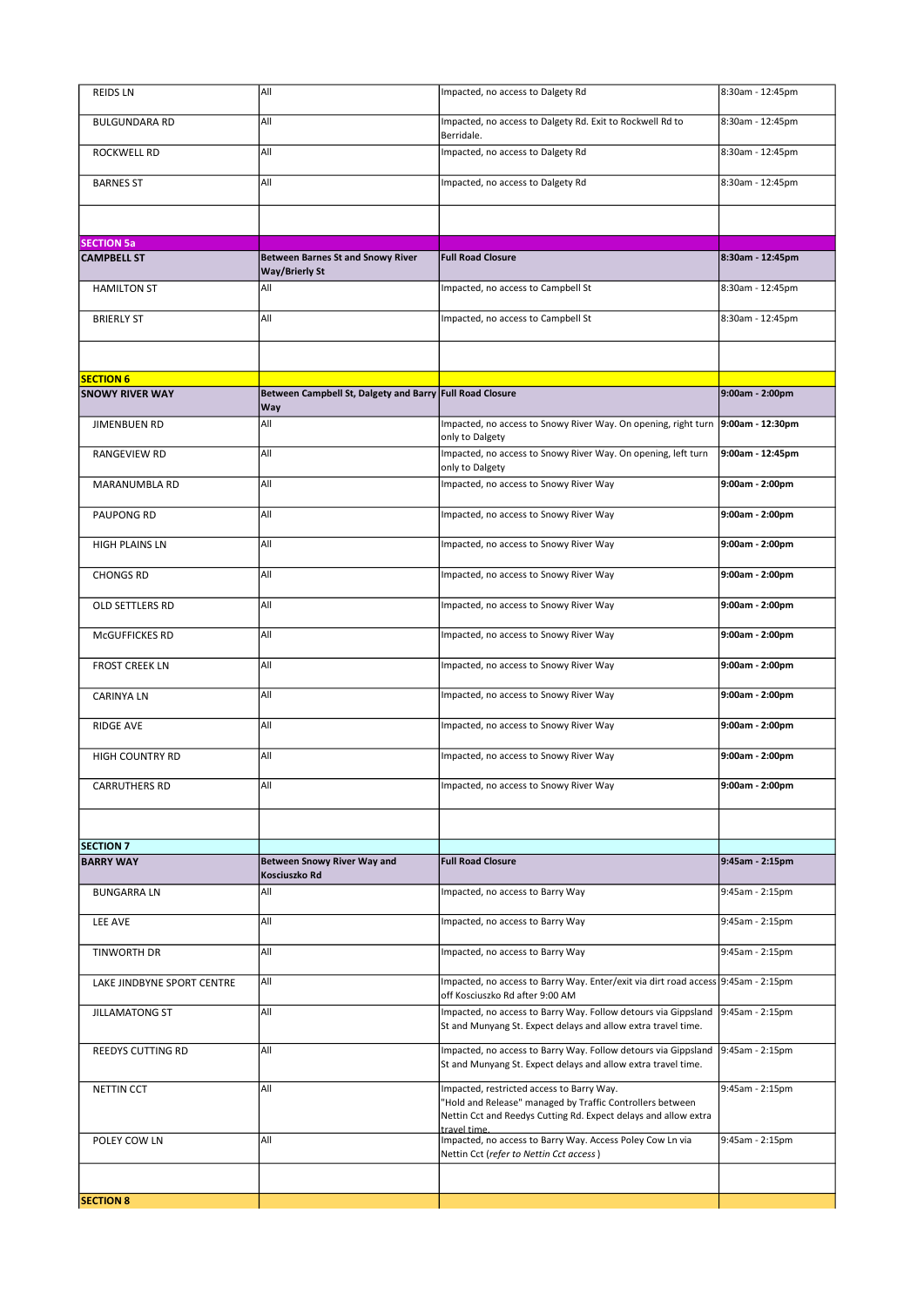| | | | |
|---|---|---|---|
| REIDS LN | All | Impacted, no access to Dalgety Rd | 8:30am - 12:45pm |
| BULGUNDARA RD | All | Impacted, no access to Dalgety Rd. Exit to Rockwell Rd to Berridale. | 8:30am - 12:45pm |
| ROCKWELL RD | All | Impacted, no access to Dalgety Rd | 8:30am - 12:45pm |
| BARNES ST | All | Impacted, no access to Dalgety Rd | 8:30am - 12:45pm |
| | | | |
| **SECTION 5a** | | | |
| **CAMPBELL ST** | **Between Barnes St and Snowy River Way/Brierly St** | **Full Road Closure** | **8:30am - 12:45pm** |
| HAMILTON ST | All | Impacted, no access to Campbell St | 8:30am - 12:45pm |
| BRIERLY ST | All | Impacted, no access to Campbell St | 8:30am - 12:45pm |
| | | | |
| **SECTION 6** | | | |
| **SNOWY RIVER WAY** | **Between Campbell St, Dalgety and Barry Way** | **Full Road Closure** | **9:00am - 2:00pm** |
| JIMENBUEN RD | All | Impacted, no access to Snowy River Way. On opening, right turn only to Dalgety | **9:00am - 12:30pm** |
| RANGEVIEW RD | All | Impacted, no access to Snowy River Way. On opening, left turn only to Dalgety | **9:00am - 12:45pm** |
| MARANUMBLA RD | All | Impacted, no access to Snowy River Way | **9:00am - 2:00pm** |
| PAUPONG RD | All | Impacted, no access to Snowy River Way | **9:00am - 2:00pm** |
| HIGH PLAINS LN | All | Impacted, no access to Snowy River Way | **9:00am - 2:00pm** |
| CHONGS RD | All | Impacted, no access to Snowy River Way | **9:00am - 2:00pm** |
| OLD SETTLERS RD | All | Impacted, no access to Snowy River Way | **9:00am - 2:00pm** |
| McGUFFICKES RD | All | Impacted, no access to Snowy River Way | **9:00am - 2:00pm** |
| FROST CREEK LN | All | Impacted, no access to Snowy River Way | **9:00am - 2:00pm** |
| CARINYA LN | All | Impacted, no access to Snowy River Way | **9:00am - 2:00pm** |
| RIDGE AVE | All | Impacted, no access to Snowy River Way | **9:00am - 2:00pm** |
| HIGH COUNTRY RD | All | Impacted, no access to Snowy River Way | **9:00am - 2:00pm** |
| CARRUTHERS RD | All | Impacted, no access to Snowy River Way | **9:00am - 2:00pm** |
| | | | |
| **SECTION 7** | | | |
| **BARRY WAY** | **Between Snowy River Way and Kosciuszko Rd** | **Full Road Closure** | **9:45am - 2:15pm** |
| BUNGARRA LN | All | Impacted, no access to Barry Way | 9:45am - 2:15pm |
| LEE AVE | All | Impacted, no access to Barry Way | 9:45am - 2:15pm |
| TINWORTH DR | All | Impacted, no access to Barry Way | 9:45am - 2:15pm |
| LAKE JINDBYNE SPORT CENTRE | All | Impacted, no access to Barry Way. Enter/exit via dirt road access off Kosciuszko Rd after 9:00 AM | 9:45am - 2:15pm |
| JILLAMATONG ST | All | Impacted, no access to Barry Way. Follow detours via Gippsland St and Munyang St. Expect delays and allow extra travel time. | 9:45am - 2:15pm |
| REEDYS CUTTING RD | All | Impacted, no access to Barry Way. Follow detours via Gippsland St and Munyang St. Expect delays and allow extra travel time. | 9:45am - 2:15pm |
| NETTIN CCT | All | Impacted, restricted access to Barry Way. "Hold and Release" managed by Traffic Controllers between Nettin Cct and Reedys Cutting Rd. Expect delays and allow extra travel time. | 9:45am - 2:15pm |
| POLEY COW LN | All | Impacted, no access to Barry Way. Access Poley Cow Ln via Nettin Cct (*refer to Nettin Cct access*) | 9:45am - 2:15pm |
| | | | |
| **SECTION 8** | | | |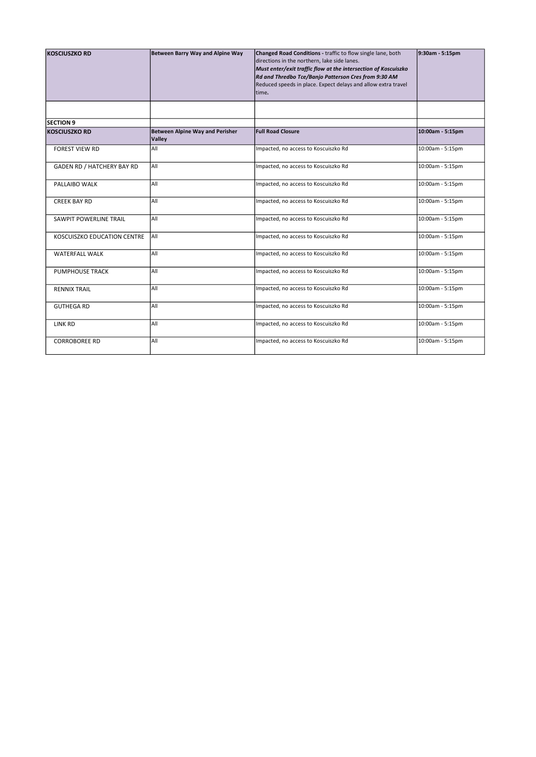| | | | |
|---|---|---|---|
| **KOSCIUSZKO RD** | **Between Barry Way and Alpine Way** | **Changed Road Conditions -** traffic to flow single lane, both directions in the northern, lake side lanes. ***Must enter/exit traffic flow at the intersection of Koscuiszko Rd and Thredbo Tce/Banjo Patterson Cres from 9:30 AM*** Reduced speeds in place. Expect delays and allow extra travel time**.** | **9:30am - 5:15pm** |
| | | | |
| **SECTION 9** | | | |
| **KOSCIUSZKO RD** | **Between Alpine Way and Perisher Valley** | **Full Road Closure** | **10:00am - 5:15pm** |
| FOREST VIEW RD | All | Impacted, no access to Koscuiszko Rd | 10:00am - 5:15pm |
| GADEN RD / HATCHERY BAY RD | All | Impacted, no access to Koscuiszko Rd | 10:00am - 5:15pm |
| PALLAIBO WALK | All | Impacted, no access to Koscuiszko Rd | 10:00am - 5:15pm |
| CREEK BAY RD | All | Impacted, no access to Koscuiszko Rd | 10:00am - 5:15pm |
| SAWPIT POWERLINE TRAIL | All | Impacted, no access to Koscuiszko Rd | 10:00am - 5:15pm |
| KOSCUISZKO EDUCATION CENTRE | All | Impacted, no access to Koscuiszko Rd | 10:00am - 5:15pm |
| WATERFALL WALK | All | Impacted, no access to Koscuiszko Rd | 10:00am - 5:15pm |
| PUMPHOUSE TRACK | All | Impacted, no access to Koscuiszko Rd | 10:00am - 5:15pm |
| RENNIX TRAIL | All | Impacted, no access to Koscuiszko Rd | 10:00am - 5:15pm |
| GUTHEGA RD | All | Impacted, no access to Koscuiszko Rd | 10:00am - 5:15pm |
| LINK RD | All | Impacted, no access to Koscuiszko Rd | 10:00am - 5:15pm |
| CORROBOREE RD | All | Impacted, no access to Koscuiszko Rd | 10:00am - 5:15pm |